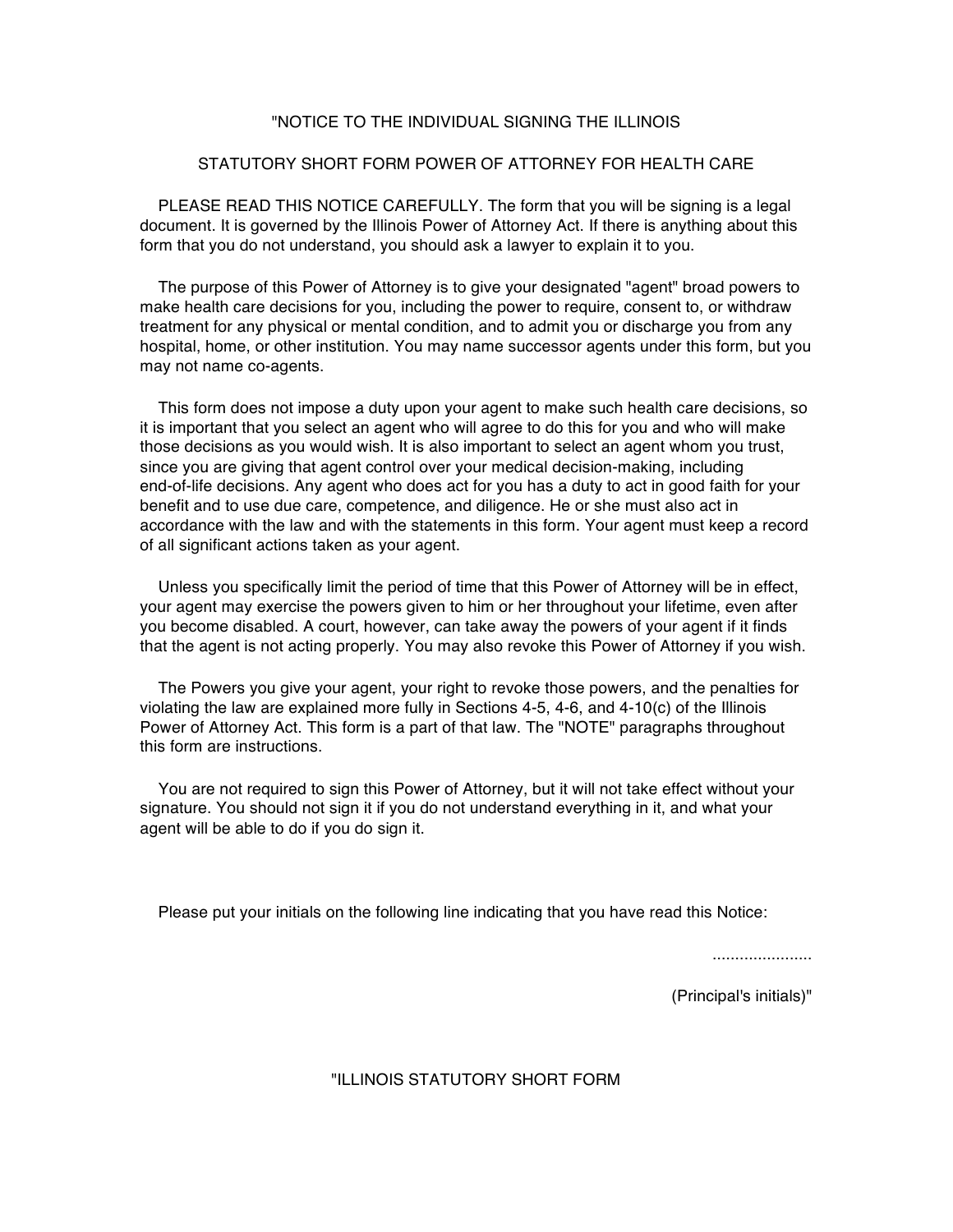"NOTICE TO THE INDIVIDUAL SIGNING THE ILLINOIS

STATUTORY SHORT FORM POWER OF ATTORNEY FOR HEALTH CARE

PLEASE READ THIS NOTICE CAREFULLY. The form that you will be signing is a legal document. It is governed by the Illinois Power of Attorney Act. If there is anything about this form that you do not understand, you should ask a lawyer to explain it to you.

The purpose of this Power of Attorney is to give your designated "agent" broad powers to make health care decisions for you, including the power to require, consent to, or withdraw treatment for any physical or mental condition, and to admit you or discharge you from any hospital, home, or other institution. You may name successor agents under this form, but you may not name co-agents.

This form does not impose a duty upon your agent to make such health care decisions, so it is important that you select an agent who will agree to do this for you and who will make those decisions as you would wish. It is also important to select an agent whom you trust, since you are giving that agent control over your medical decision-making, including end-of-life decisions. Any agent who does act for you has a duty to act in good faith for your benefit and to use due care, competence, and diligence. He or she must also act in accordance with the law and with the statements in this form. Your agent must keep a record of all significant actions taken as your agent.

Unless you specifically limit the period of time that this Power of Attorney will be in effect, your agent may exercise the powers given to him or her throughout your lifetime, even after you become disabled. A court, however, can take away the powers of your agent if it finds that the agent is not acting properly. You may also revoke this Power of Attorney if you wish.

The Powers you give your agent, your right to revoke those powers, and the penalties for violating the law are explained more fully in Sections 4-5, 4-6, and 4-10(c) of the Illinois Power of Attorney Act. This form is a part of that law. The "NOTE" paragraphs throughout this form are instructions.

You are not required to sign this Power of Attorney, but it will not take effect without your signature. You should not sign it if you do not understand everything in it, and what your agent will be able to do if you do sign it.

Please put your initials on the following line indicating that you have read this Notice:

......................

(Principal's initials)"

"ILLINOIS STATUTORY SHORT FORM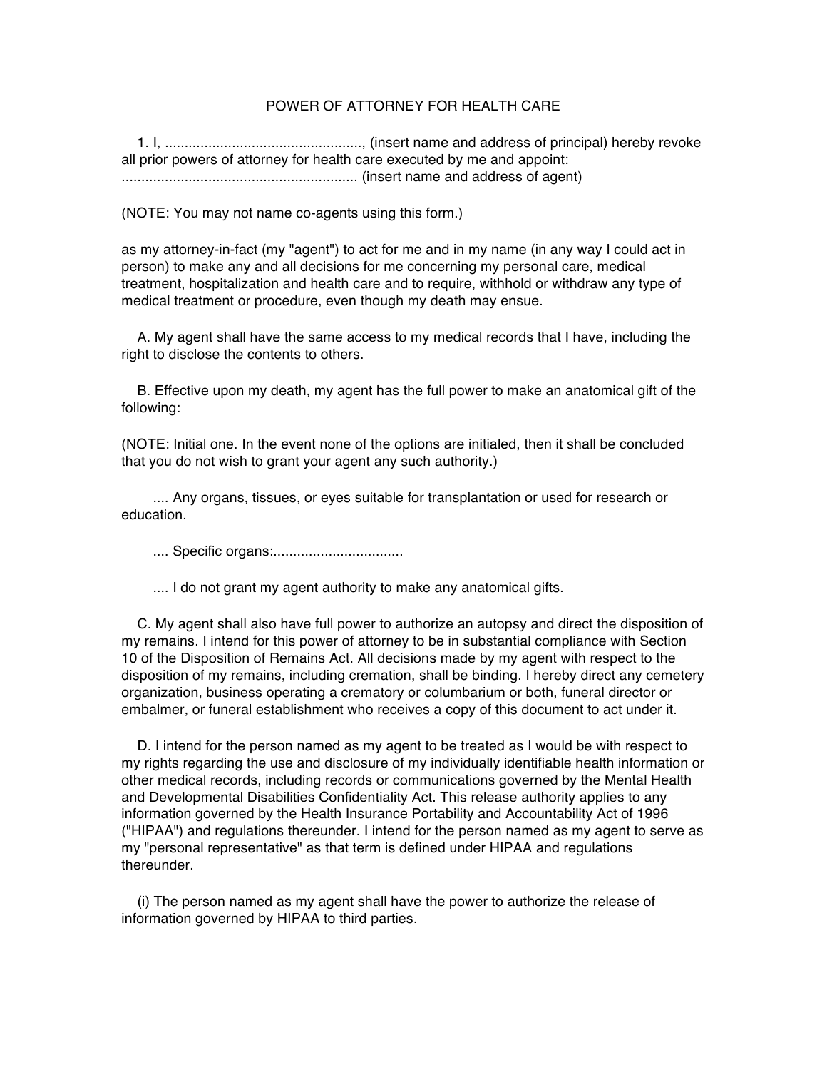# POWER OF ATTORNEY FOR HEALTH CARE

1. I, ..................................................., (insert name and address of principal) hereby revoke all prior powers of attorney for health care executed by me and appoint: ............................................................. (insert name and address of agent)

(NOTE: You may not name co-agents using this form.)

as my attorney-in-fact (my "agent") to act for me and in my name (in any way I could act in person) to make any and all decisions for me concerning my personal care, medical treatment, hospitalization and health care and to require, withhold or withdraw any type of medical treatment or procedure, even though my death may ensue.

A. My agent shall have the same access to my medical records that I have, including the right to disclose the contents to others.

B. Effective upon my death, my agent has the full power to make an anatomical gift of the following:

(NOTE: Initial one. In the event none of the options are initialed, then it shall be concluded that you do not wish to grant your agent any such authority.)

.... Any organs, tissues, or eyes suitable for transplantation or used for research or education.

.... Specific organs:.................................

.... I do not grant my agent authority to make any anatomical gifts.

C. My agent shall also have full power to authorize an autopsy and direct the disposition of my remains. I intend for this power of attorney to be in substantial compliance with Section 10 of the Disposition of Remains Act. All decisions made by my agent with respect to the disposition of my remains, including cremation, shall be binding. I hereby direct any cemetery organization, business operating a crematory or columbarium or both, funeral director or embalmer, or funeral establishment who receives a copy of this document to act under it.

D. I intend for the person named as my agent to be treated as I would be with respect to my rights regarding the use and disclosure of my individually identifiable health information or other medical records, including records or communications governed by the Mental Health and Developmental Disabilities Confidentiality Act. This release authority applies to any information governed by the Health Insurance Portability and Accountability Act of 1996 ("HIPAA") and regulations thereunder. I intend for the person named as my agent to serve as my "personal representative" as that term is defined under HIPAA and regulations thereunder.

(i) The person named as my agent shall have the power to authorize the release of information governed by HIPAA to third parties.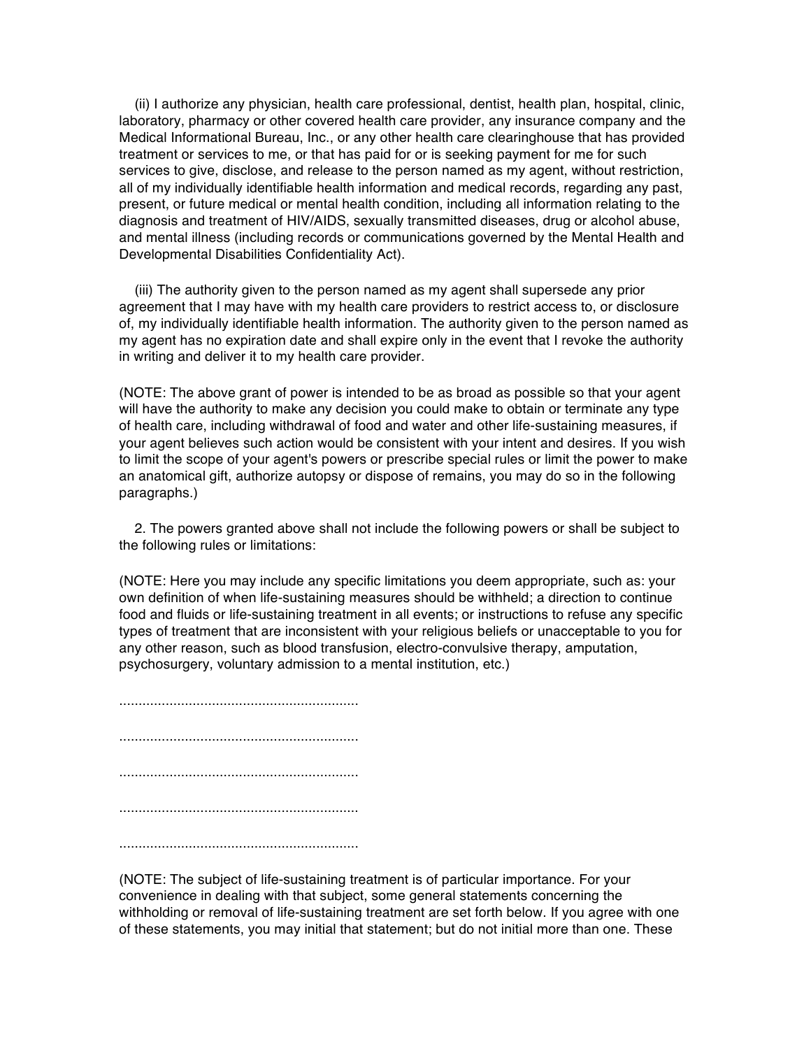(ii) I authorize any physician, health care professional, dentist, health plan, hospital, clinic, laboratory, pharmacy or other covered health care provider, any insurance company and the Medical Informational Bureau, Inc., or any other health care clearinghouse that has provided treatment or services to me, or that has paid for or is seeking payment for me for such services to give, disclose, and release to the person named as my agent, without restriction, all of my individually identifiable health information and medical records, regarding any past, present, or future medical or mental health condition, including all information relating to the diagnosis and treatment of HIV/AIDS, sexually transmitted diseases, drug or alcohol abuse, and mental illness (including records or communications governed by the Mental Health and Developmental Disabilities Confidentiality Act).

(iii) The authority given to the person named as my agent shall supersede any prior agreement that I may have with my health care providers to restrict access to, or disclosure of, my individually identifiable health information. The authority given to the person named as my agent has no expiration date and shall expire only in the event that I revoke the authority in writing and deliver it to my health care provider.

(NOTE: The above grant of power is intended to be as broad as possible so that your agent will have the authority to make any decision you could make to obtain or terminate any type of health care, including withdrawal of food and water and other life-sustaining measures, if your agent believes such action would be consistent with your intent and desires. If you wish to limit the scope of your agent's powers or prescribe special rules or limit the power to make an anatomical gift, authorize autopsy or dispose of remains, you may do so in the following paragraphs.)

2. The powers granted above shall not include the following powers or shall be subject to the following rules or limitations:

(NOTE: Here you may include any specific limitations you deem appropriate, such as: your own definition of when life-sustaining measures should be withheld; a direction to continue food and fluids or life-sustaining treatment in all events; or instructions to refuse any specific types of treatment that are inconsistent with your religious beliefs or unacceptable to you for any other reason, such as blood transfusion, electro-convulsive therapy, amputation, psychosurgery, voluntary admission to a mental institution, etc.)

..............................................................

..............................................................

..............................................................

..............................................................

..............................................................

(NOTE: The subject of life-sustaining treatment is of particular importance. For your convenience in dealing with that subject, some general statements concerning the withholding or removal of life-sustaining treatment are set forth below. If you agree with one of these statements, you may initial that statement; but do not initial more than one. These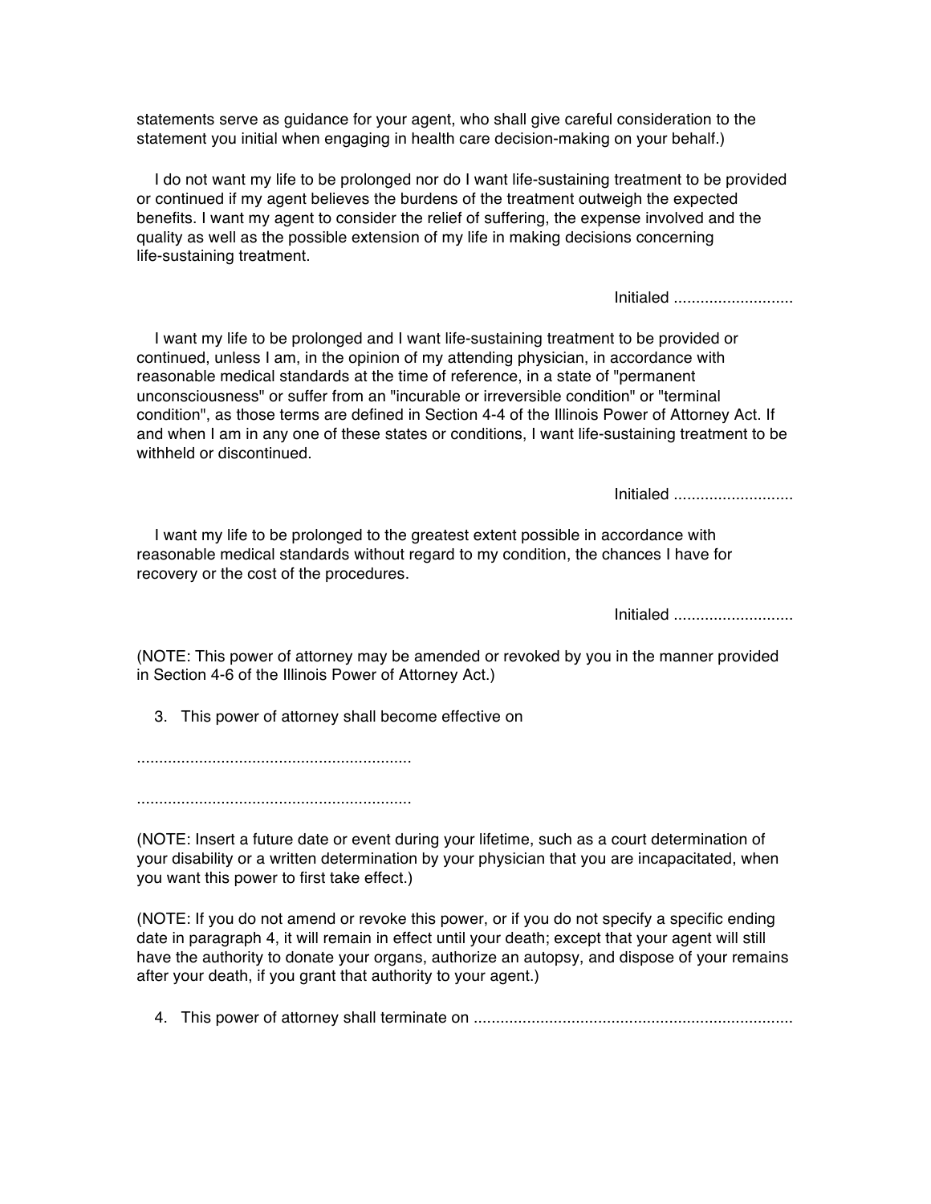statements serve as guidance for your agent, who shall give careful consideration to the statement you initial when engaging in health care decision-making on your behalf.)

I do not want my life to be prolonged nor do I want life-sustaining treatment to be provided or continued if my agent believes the burdens of the treatment outweigh the expected benefits. I want my agent to consider the relief of suffering, the expense involved and the quality as well as the possible extension of my life in making decisions concerning life-sustaining treatment.

Initialed ...........................

I want my life to be prolonged and I want life-sustaining treatment to be provided or continued, unless I am, in the opinion of my attending physician, in accordance with reasonable medical standards at the time of reference, in a state of "permanent unconsciousness" or suffer from an "incurable or irreversible condition" or "terminal condition", as those terms are defined in Section 4-4 of the Illinois Power of Attorney Act. If and when I am in any one of these states or conditions, I want life-sustaining treatment to be withheld or discontinued.

Initialed ...........................

I want my life to be prolonged to the greatest extent possible in accordance with reasonable medical standards without regard to my condition, the chances I have for recovery or the cost of the procedures.

Initialed ...........................

(NOTE: This power of attorney may be amended or revoked by you in the manner provided in Section 4-6 of the Illinois Power of Attorney Act.)

3. This power of attorney shall become effective on

.............................................................

.............................................................

(NOTE: Insert a future date or event during your lifetime, such as a court determination of your disability or a written determination by your physician that you are incapacitated, when you want this power to first take effect.)

(NOTE: If you do not amend or revoke this power, or if you do not specify a specific ending date in paragraph 4, it will remain in effect until your death; except that your agent will still have the authority to donate your organs, authorize an autopsy, and dispose of your remains after your death, if you grant that authority to your agent.)

4. This power of attorney shall terminate on .......................................................................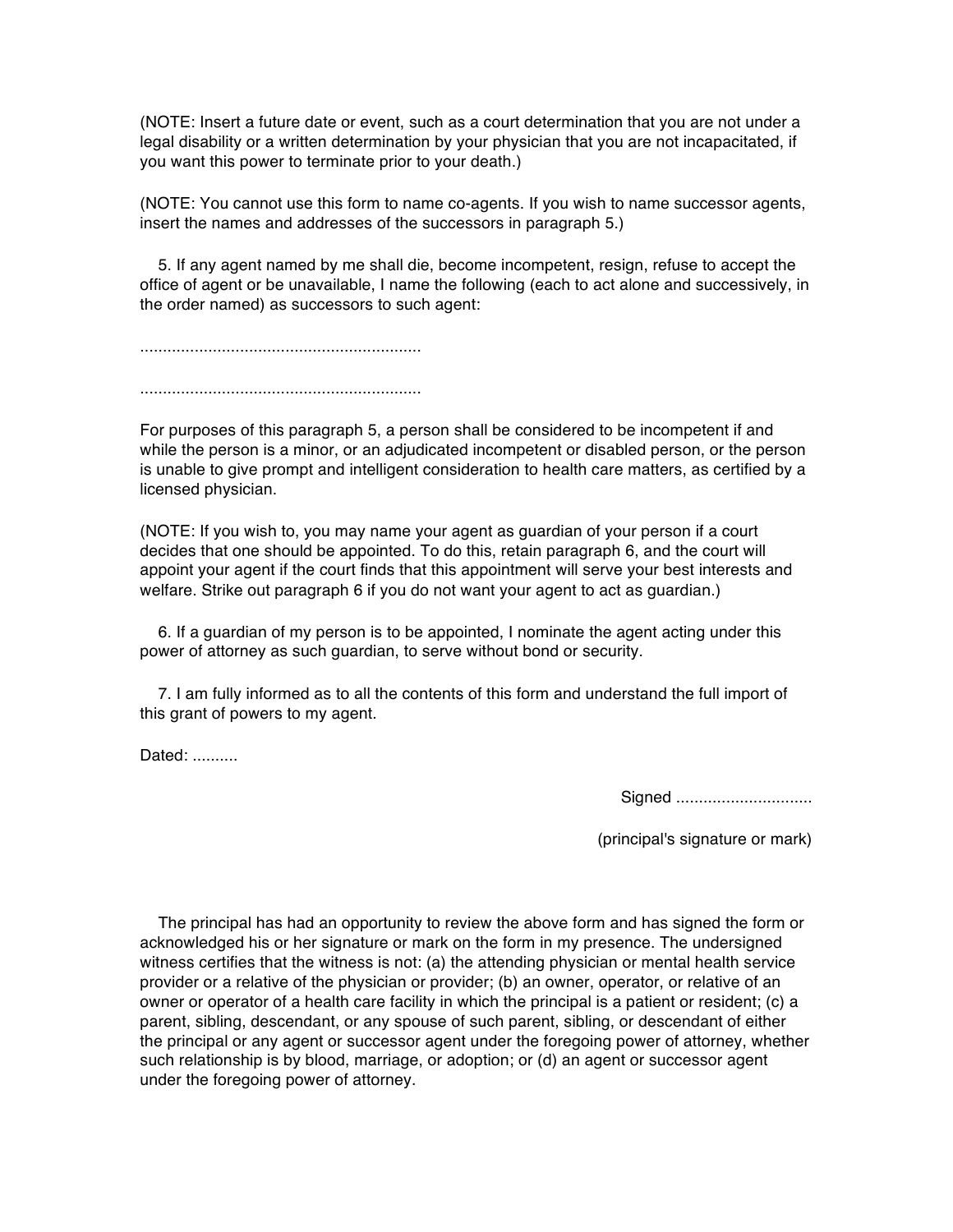(NOTE: Insert a future date or event, such as a court determination that you are not under a legal disability or a written determination by your physician that you are not incapacitated, if you want this power to terminate prior to your death.)

(NOTE: You cannot use this form to name co-agents. If you wish to name successor agents, insert the names and addresses of the successors in paragraph 5.)

5. If any agent named by me shall die, become incompetent, resign, refuse to accept the office of agent or be unavailable, I name the following (each to act alone and successively, in the order named) as successors to such agent:

.............................................................

.............................................................

For purposes of this paragraph 5, a person shall be considered to be incompetent if and while the person is a minor, or an adjudicated incompetent or disabled person, or the person is unable to give prompt and intelligent consideration to health care matters, as certified by a licensed physician.

(NOTE: If you wish to, you may name your agent as guardian of your person if a court decides that one should be appointed. To do this, retain paragraph 6, and the court will appoint your agent if the court finds that this appointment will serve your best interests and welfare. Strike out paragraph 6 if you do not want your agent to act as guardian.)

6. If a guardian of my person is to be appointed, I nominate the agent acting under this power of attorney as such guardian, to serve without bond or security.

7. I am fully informed as to all the contents of this form and understand the full import of this grant of powers to my agent.

Dated: ..........

Signed ..............................

(principal's signature or mark)

The principal has had an opportunity to review the above form and has signed the form or acknowledged his or her signature or mark on the form in my presence. The undersigned witness certifies that the witness is not: (a) the attending physician or mental health service provider or a relative of the physician or provider; (b) an owner, operator, or relative of an owner or operator of a health care facility in which the principal is a patient or resident; (c) a parent, sibling, descendant, or any spouse of such parent, sibling, or descendant of either the principal or any agent or successor agent under the foregoing power of attorney, whether such relationship is by blood, marriage, or adoption; or (d) an agent or successor agent under the foregoing power of attorney.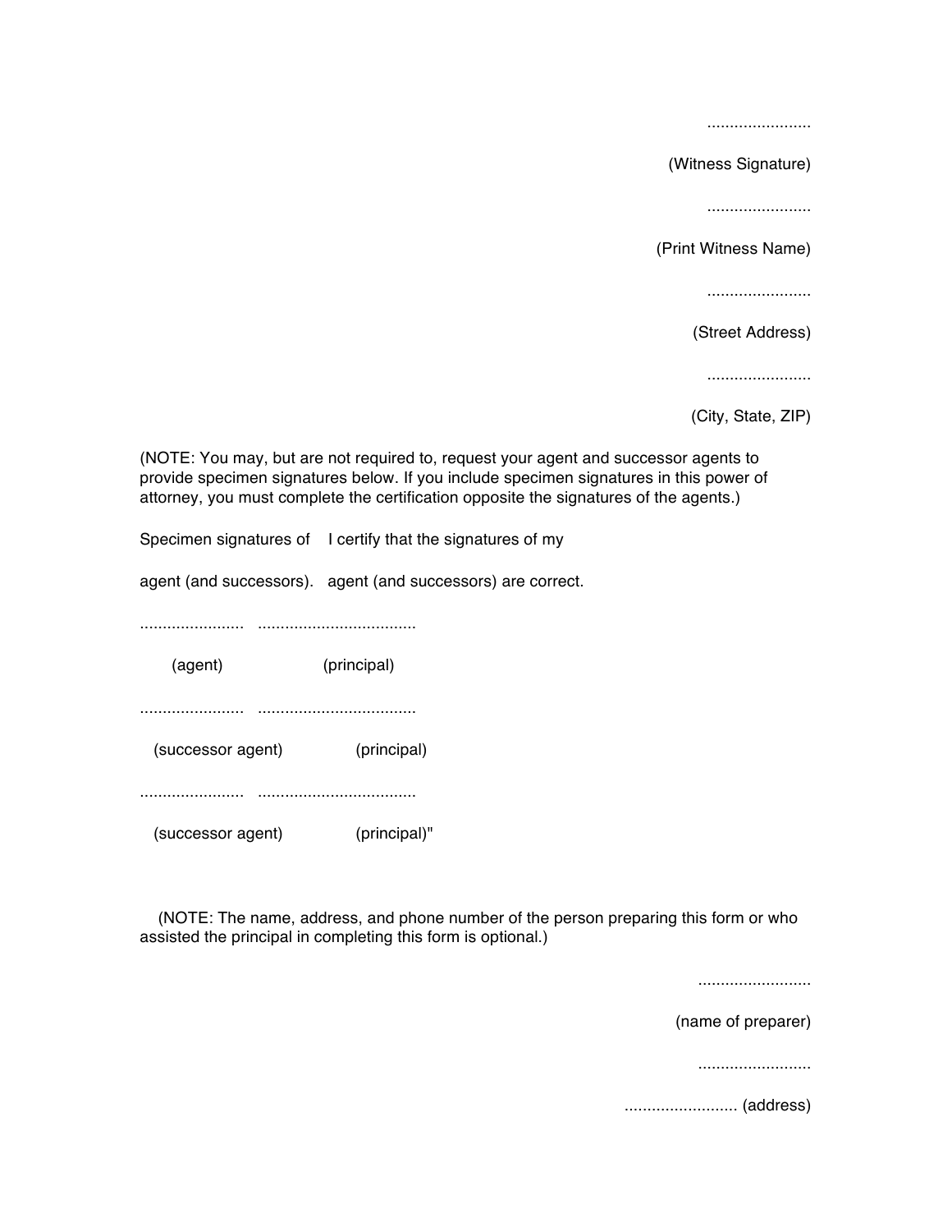.......................

(Witness Signature)

.......................

(Print Witness Name)

.......................

(Street Address)

.......................

(City, State, ZIP)

(NOTE: You may, but are not required to, request your agent and successor agents to provide specimen signatures below. If you include specimen signatures in this power of attorney, you must complete the certification opposite the signatures of the agents.)

Specimen signatures of agent (and successors). I certify that the signatures of my agent (and successors) are correct.

| Specimen signatures | Certification |
|---|---|
| ....................... | ................................... |
| (agent) | (principal) |
| ....................... | ................................... |
| (successor agent) | (principal) |
| ....................... | ................................... |
| (successor agent) | (principal)" |

(NOTE: The name, address, and phone number of the person preparing this form or who assisted the principal in completing this form is optional.)

.........................

(name of preparer)

.........................

......................... (address)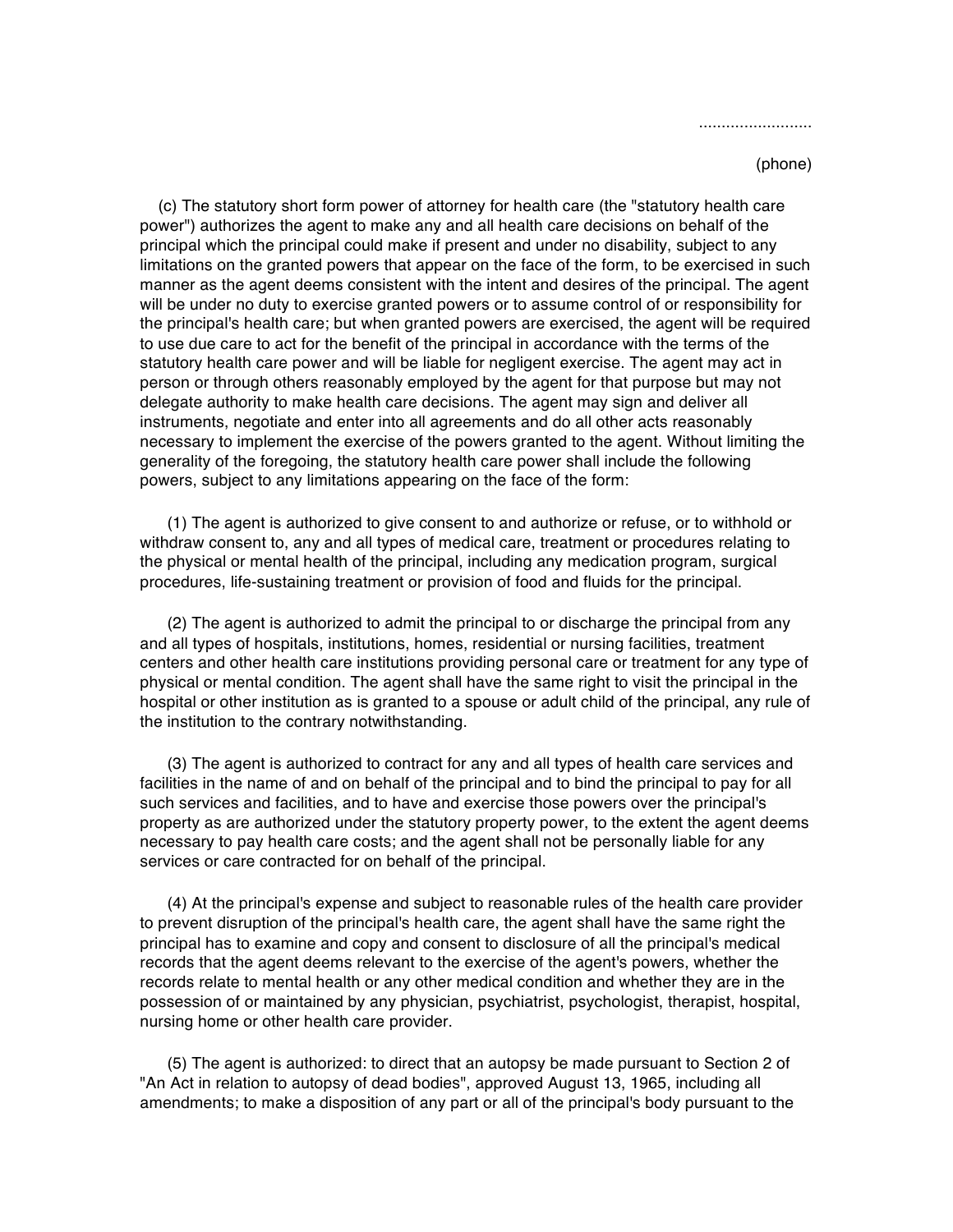.........................

(phone)

(c) The statutory short form power of attorney for health care (the "statutory health care power") authorizes the agent to make any and all health care decisions on behalf of the principal which the principal could make if present and under no disability, subject to any limitations on the granted powers that appear on the face of the form, to be exercised in such manner as the agent deems consistent with the intent and desires of the principal. The agent will be under no duty to exercise granted powers or to assume control of or responsibility for the principal's health care; but when granted powers are exercised, the agent will be required to use due care to act for the benefit of the principal in accordance with the terms of the statutory health care power and will be liable for negligent exercise. The agent may act in person or through others reasonably employed by the agent for that purpose but may not delegate authority to make health care decisions. The agent may sign and deliver all instruments, negotiate and enter into all agreements and do all other acts reasonably necessary to implement the exercise of the powers granted to the agent. Without limiting the generality of the foregoing, the statutory health care power shall include the following powers, subject to any limitations appearing on the face of the form:

(1) The agent is authorized to give consent to and authorize or refuse, or to withhold or withdraw consent to, any and all types of medical care, treatment or procedures relating to the physical or mental health of the principal, including any medication program, surgical procedures, life-sustaining treatment or provision of food and fluids for the principal.

(2) The agent is authorized to admit the principal to or discharge the principal from any and all types of hospitals, institutions, homes, residential or nursing facilities, treatment centers and other health care institutions providing personal care or treatment for any type of physical or mental condition. The agent shall have the same right to visit the principal in the hospital or other institution as is granted to a spouse or adult child of the principal, any rule of the institution to the contrary notwithstanding.

(3) The agent is authorized to contract for any and all types of health care services and facilities in the name of and on behalf of the principal and to bind the principal to pay for all such services and facilities, and to have and exercise those powers over the principal's property as are authorized under the statutory property power, to the extent the agent deems necessary to pay health care costs; and the agent shall not be personally liable for any services or care contracted for on behalf of the principal.

(4) At the principal's expense and subject to reasonable rules of the health care provider to prevent disruption of the principal's health care, the agent shall have the same right the principal has to examine and copy and consent to disclosure of all the principal's medical records that the agent deems relevant to the exercise of the agent's powers, whether the records relate to mental health or any other medical condition and whether they are in the possession of or maintained by any physician, psychiatrist, psychologist, therapist, hospital, nursing home or other health care provider.

(5) The agent is authorized: to direct that an autopsy be made pursuant to Section 2 of "An Act in relation to autopsy of dead bodies", approved August 13, 1965, including all amendments; to make a disposition of any part or all of the principal's body pursuant to the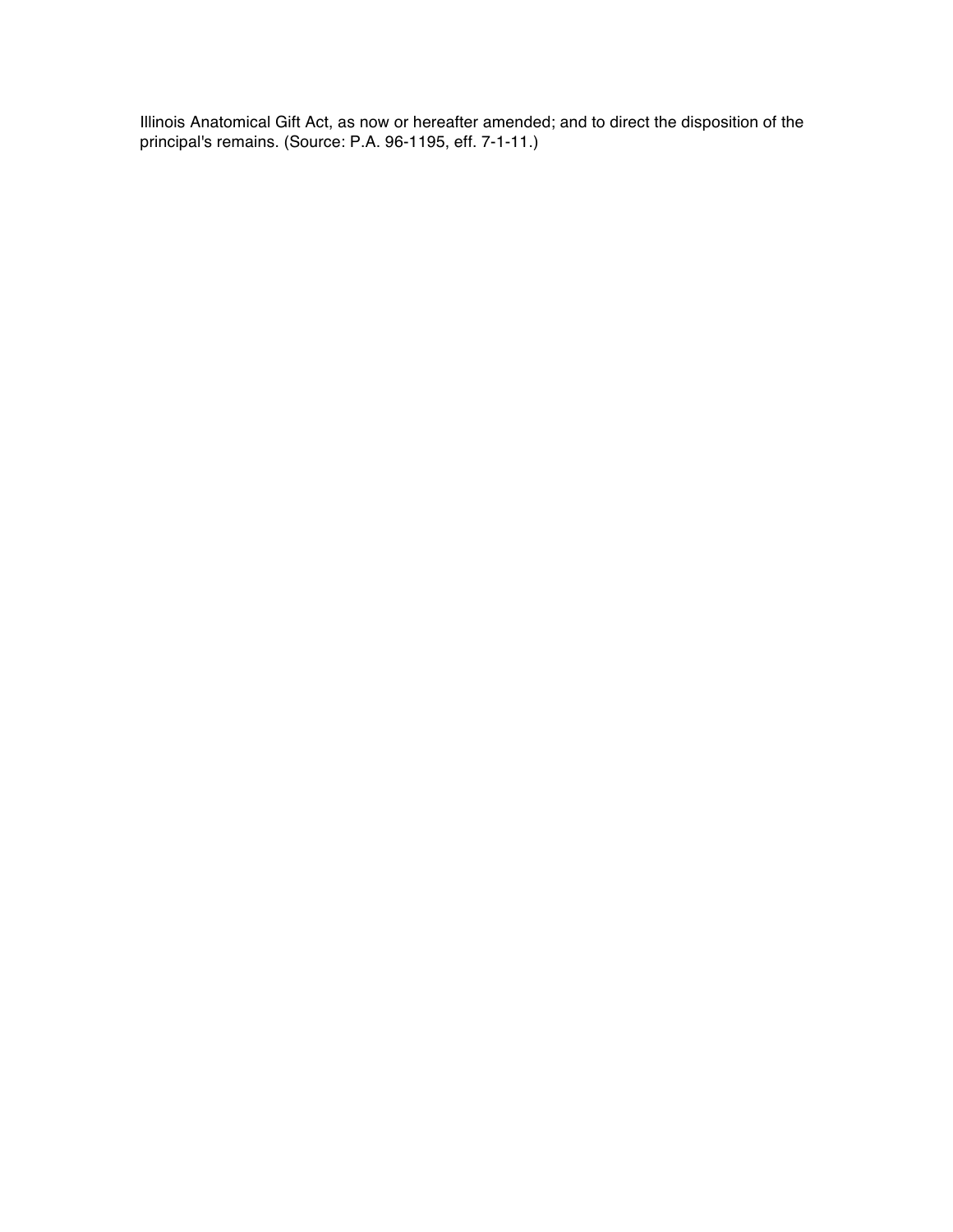Illinois Anatomical Gift Act, as now or hereafter amended; and to direct the disposition of the principal's remains. (Source: P.A. 96-1195, eff. 7-1-11.)